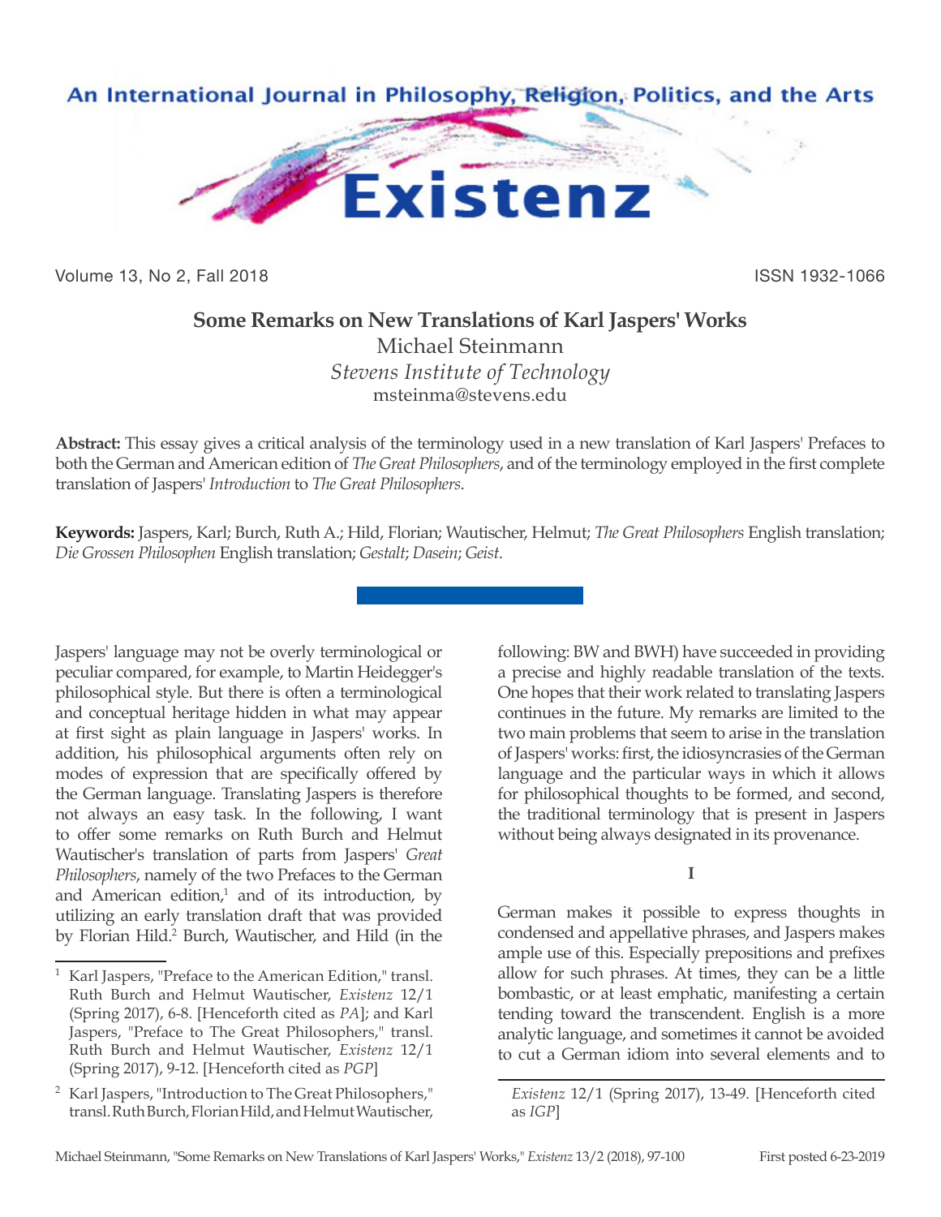# Some Remarks on New Translations of Karl Jaspers' Works

Michael Steinmann
*Stevens Institute of Technology*
msteinma@stevens.edu

**Abstract:** This essay gives a critical analysis of the terminology used in a new translation of Karl Jaspers' Prefaces to both the German and American edition of *The Great Philosophers*, and of the terminology employed in the first complete translation of Jaspers' *Introduction* to *The Great Philosophers*.

**Keywords:** Jaspers, Karl; Burch, Ruth A.; Hild, Florian; Wautischer, Helmut; *The Great Philosophers* English translation; *Die Grossen Philosophen* English translation; *Gestalt*; *Dasein*; *Geist*.

Jaspers' language may not be overly terminological or peculiar compared, for example, to Martin Heidegger's philosophical style. But there is often a terminological and conceptual heritage hidden in what may appear at first sight as plain language in Jaspers' works. In addition, his philosophical arguments often rely on modes of expression that are specifically offered by the German language. Translating Jaspers is therefore not always an easy task. In the following, I want to offer some remarks on Ruth Burch and Helmut Wautischer's translation of parts from Jaspers' *Great Philosophers*, namely of the two Prefaces to the German and American edition,[1] and of its introduction, by utilizing an early translation draft that was provided by Florian Hild.[2] Burch, Wautischer, and Hild (in the following: BW and BWH) have succeeded in providing a precise and highly readable translation of the texts. One hopes that their work related to translating Jaspers continues in the future. My remarks are limited to the two main problems that seem to arise in the translation of Jaspers' works: first, the idiosyncrasies of the German language and the particular ways in which it allows for philosophical thoughts to be formed, and second, the traditional terminology that is present in Jaspers without being always designated in its provenance.

## I

German makes it possible to express thoughts in condensed and appellative phrases, and Jaspers makes ample use of this. Especially prepositions and prefixes allow for such phrases. At times, they can be a little bombastic, or at least emphatic, manifesting a certain tending toward the transcendent. English is a more analytic language, and sometimes it cannot be avoided to cut a German idiom into several elements and to

---

[1] Karl Jaspers, "Preface to the American Edition," transl. Ruth Burch and Helmut Wautischer, *Existenz* 12/1 (Spring 2017), 6-8. [Henceforth cited as *PA*]; and Karl Jaspers, "Preface to The Great Philosophers," transl. Ruth Burch and Helmut Wautischer, *Existenz* 12/1 (Spring 2017), 9-12. [Henceforth cited as *PGP*]

[2] Karl Jaspers, "Introduction to The Great Philosophers," transl. Ruth Burch, Florian Hild, and Helmut Wautischer, *Existenz* 12/1 (Spring 2017), 13-49. [Henceforth cited as *IGP*]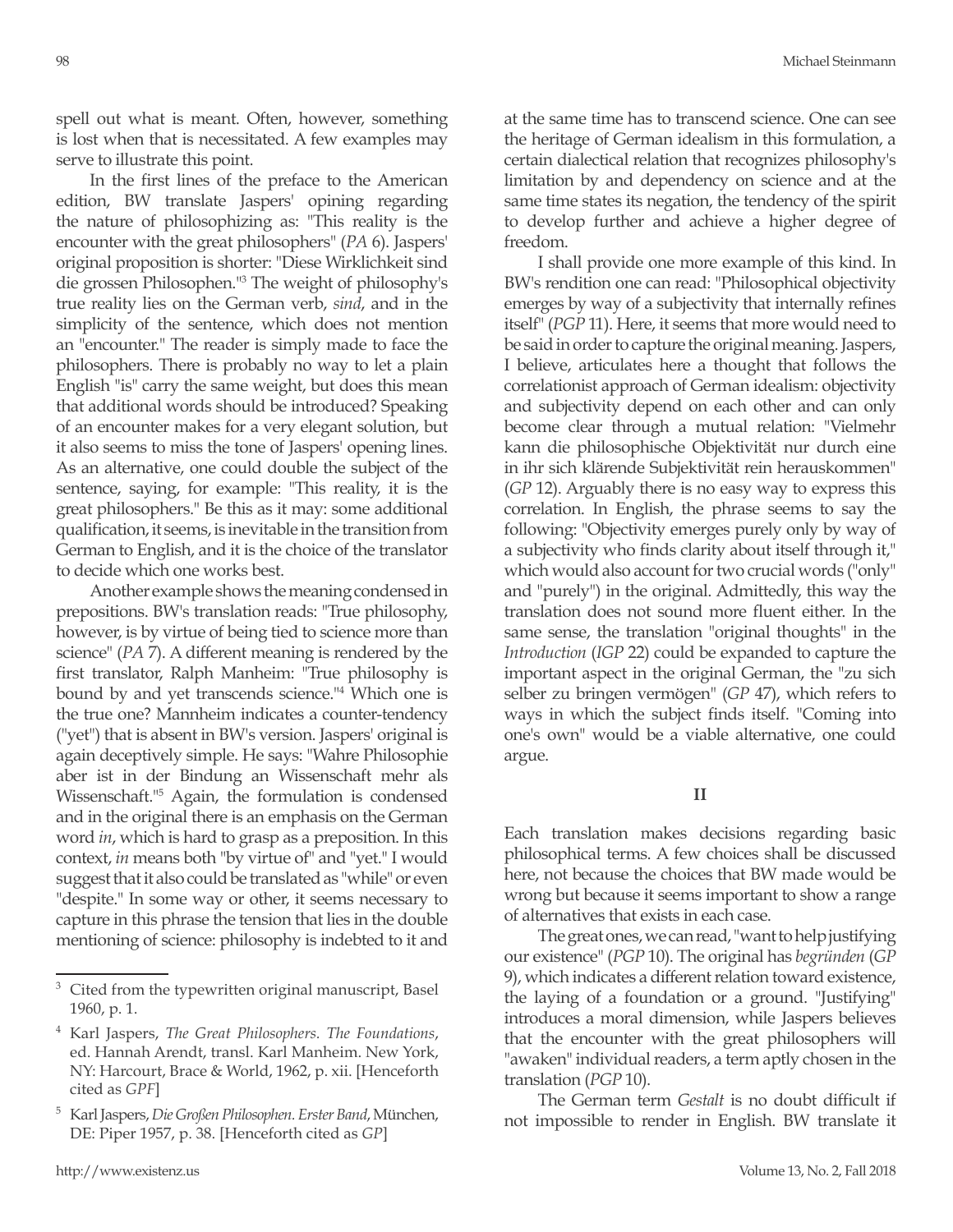spell out what is meant. Often, however, something is lost when that is necessitated. A few examples may serve to illustrate this point.

In the first lines of the preface to the American edition, BW translate Jaspers' opining regarding the nature of philosophizing as: "This reality is the encounter with the great philosophers" (*PA* 6). Jaspers' original proposition is shorter: "Diese Wirklichkeit sind die grossen Philosophen."[3] The weight of philosophy's true reality lies on the German verb, *sind*, and in the simplicity of the sentence, which does not mention an "encounter." The reader is simply made to face the philosophers. There is probably no way to let a plain English "is" carry the same weight, but does this mean that additional words should be introduced? Speaking of an encounter makes for a very elegant solution, but it also seems to miss the tone of Jaspers' opening lines. As an alternative, one could double the subject of the sentence, saying, for example: "This reality, it is the great philosophers." Be this as it may: some additional qualification, it seems, is inevitable in the transition from German to English, and it is the choice of the translator to decide which one works best.

Another example shows the meaning condensed in prepositions. BW's translation reads: "True philosophy, however, is by virtue of being tied to science more than science" (*PA* 7). A different meaning is rendered by the first translator, Ralph Manheim: "True philosophy is bound by and yet transcends science."[4] Which one is the true one? Mannheim indicates a counter-tendency ("yet") that is absent in BW's version. Jaspers' original is again deceptively simple. He says: "Wahre Philosophie aber ist in der Bindung an Wissenschaft mehr als Wissenschaft."[5] Again, the formulation is condensed and in the original there is an emphasis on the German word *in*, which is hard to grasp as a preposition. In this context, *in* means both "by virtue of" and "yet." I would suggest that it also could be translated as "while" or even "despite." In some way or other, it seems necessary to capture in this phrase the tension that lies in the double mentioning of science: philosophy is indebted to it and at the same time has to transcend science. One can see the heritage of German idealism in this formulation, a certain dialectical relation that recognizes philosophy's limitation by and dependency on science and at the same time states its negation, the tendency of the spirit to develop further and achieve a higher degree of freedom.

I shall provide one more example of this kind. In BW's rendition one can read: "Philosophical objectivity emerges by way of a subjectivity that internally refines itself" (*PGP* 11). Here, it seems that more would need to be said in order to capture the original meaning. Jaspers, I believe, articulates here a thought that follows the correlationist approach of German idealism: objectivity and subjectivity depend on each other and can only become clear through a mutual relation: "Vielmehr kann die philosophische Objektivität nur durch eine in ihr sich klärende Subjektivität rein herauskommen" (*GP* 12). Arguably there is no easy way to express this correlation. In English, the phrase seems to say the following: "Objectivity emerges purely only by way of a subjectivity who finds clarity about itself through it," which would also account for two crucial words ("only" and "purely") in the original. Admittedly, this way the translation does not sound more fluent either. In the same sense, the translation "original thoughts" in the *Introduction* (*IGP* 22) could be expanded to capture the important aspect in the original German, the "zu sich selber zu bringen vermögen" (*GP* 47), which refers to ways in which the subject finds itself. "Coming into one's own" would be a viable alternative, one could argue.

## II

Each translation makes decisions regarding basic philosophical terms. A few choices shall be discussed here, not because the choices that BW made would be wrong but because it seems important to show a range of alternatives that exists in each case.

The great ones, we can read, "want to help justifying our existence" (*PGP* 10). The original has *begründen* (*GP* 9), which indicates a different relation toward existence, the laying of a foundation or a ground. "Justifying" introduces a moral dimension, while Jaspers believes that the encounter with the great philosophers will "awaken" individual readers, a term aptly chosen in the translation (*PGP* 10).

The German term *Gestalt* is no doubt difficult if not impossible to render in English. BW translate it

---

[3] Cited from the typewritten original manuscript, Basel 1960, p. 1.

[4] Karl Jaspers, *The Great Philosophers. The Foundations*, ed. Hannah Arendt, transl. Karl Manheim. New York, NY: Harcourt, Brace & World, 1962, p. xii. [Henceforth cited as *GPF*]

[5] Karl Jaspers, *Die Großen Philosophen. Erster Band*, München, DE: Piper 1957, p. 38. [Henceforth cited as *GP*]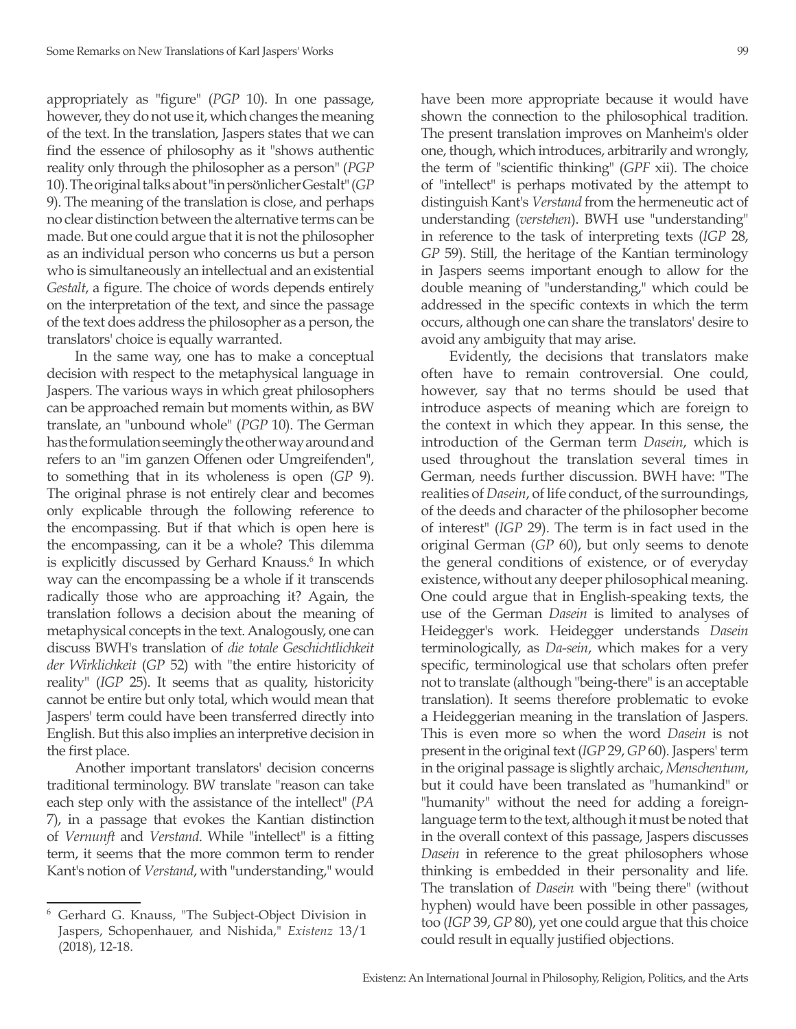appropriately as "figure" (*PGP* 10). In one passage, however, they do not use it, which changes the meaning of the text. In the translation, Jaspers states that we can find the essence of philosophy as it "shows authentic reality only through the philosopher as a person" (*PGP* 10). The original talks about "in persönlicher Gestalt" (*GP* 9). The meaning of the translation is close, and perhaps no clear distinction between the alternative terms can be made. But one could argue that it is not the philosopher as an individual person who concerns us but a person who is simultaneously an intellectual and an existential *Gestalt*, a figure. The choice of words depends entirely on the interpretation of the text, and since the passage of the text does address the philosopher as a person, the translators' choice is equally warranted.

In the same way, one has to make a conceptual decision with respect to the metaphysical language in Jaspers. The various ways in which great philosophers can be approached remain but moments within, as BW translate, an "unbound whole" (*PGP* 10). The German has the formulation seemingly the other way around and refers to an "im ganzen Offenen oder Umgreifenden", to something that in its wholeness is open (*GP* 9). The original phrase is not entirely clear and becomes only explicable through the following reference to the encompassing. But if that which is open here is the encompassing, can it be a whole? This dilemma is explicitly discussed by Gerhard Knauss.[6] In which way can the encompassing be a whole if it transcends radically those who are approaching it? Again, the translation follows a decision about the meaning of metaphysical concepts in the text. Analogously, one can discuss BWH's translation of *die totale Geschichtlichkeit der Wirklichkeit* (*GP* 52) with "the entire historicity of reality" (*IGP* 25). It seems that as quality, historicity cannot be entire but only total, which would mean that Jaspers' term could have been transferred directly into English. But this also implies an interpretive decision in the first place.

Another important translators' decision concerns traditional terminology. BW translate "reason can take each step only with the assistance of the intellect" (*PA* 7), in a passage that evokes the Kantian distinction of *Vernunft* and *Verstand*. While "intellect" is a fitting term, it seems that the more common term to render Kant's notion of *Verstand*, with "understanding," would have been more appropriate because it would have shown the connection to the philosophical tradition. The present translation improves on Manheim's older one, though, which introduces, arbitrarily and wrongly, the term of "scientific thinking" (*GPF* xii). The choice of "intellect" is perhaps motivated by the attempt to distinguish Kant's *Verstand* from the hermeneutic act of understanding (*verstehen*). BWH use "understanding" in reference to the task of interpreting texts (*IGP* 28, *GP* 59). Still, the heritage of the Kantian terminology in Jaspers seems important enough to allow for the double meaning of "understanding," which could be addressed in the specific contexts in which the term occurs, although one can share the translators' desire to avoid any ambiguity that may arise.

Evidently, the decisions that translators make often have to remain controversial. One could, however, say that no terms should be used that introduce aspects of meaning which are foreign to the context in which they appear. In this sense, the introduction of the German term *Dasein*, which is used throughout the translation several times in German, needs further discussion. BWH have: "The realities of *Dasein*, of life conduct, of the surroundings, of the deeds and character of the philosopher become of interest" (*IGP* 29). The term is in fact used in the original German (*GP* 60), but only seems to denote the general conditions of existence, or of everyday existence, without any deeper philosophical meaning. One could argue that in English-speaking texts, the use of the German *Dasein* is limited to analyses of Heidegger's work. Heidegger understands *Dasein* terminologically, as *Da-sein*, which makes for a very specific, terminological use that scholars often prefer not to translate (although "being-there" is an acceptable translation). It seems therefore problematic to evoke a Heideggerian meaning in the translation of Jaspers. This is even more so when the word *Dasein* is not present in the original text (*IGP* 29, *GP* 60). Jaspers' term in the original passage is slightly archaic, *Menschentum*, but it could have been translated as "humankind" or "humanity" without the need for adding a foreign-language term to the text, although it must be noted that in the overall context of this passage, Jaspers discusses *Dasein* in reference to the great philosophers whose thinking is embedded in their personality and life. The translation of *Dasein* with "being there" (without hyphen) would have been possible in other passages, too (*IGP* 39, *GP* 80), yet one could argue that this choice could result in equally justified objections.

---

[6] Gerhard G. Knauss, "The Subject-Object Division in Jaspers, Schopenhauer, and Nishida," *Existenz* 13/1 (2018), 12-18.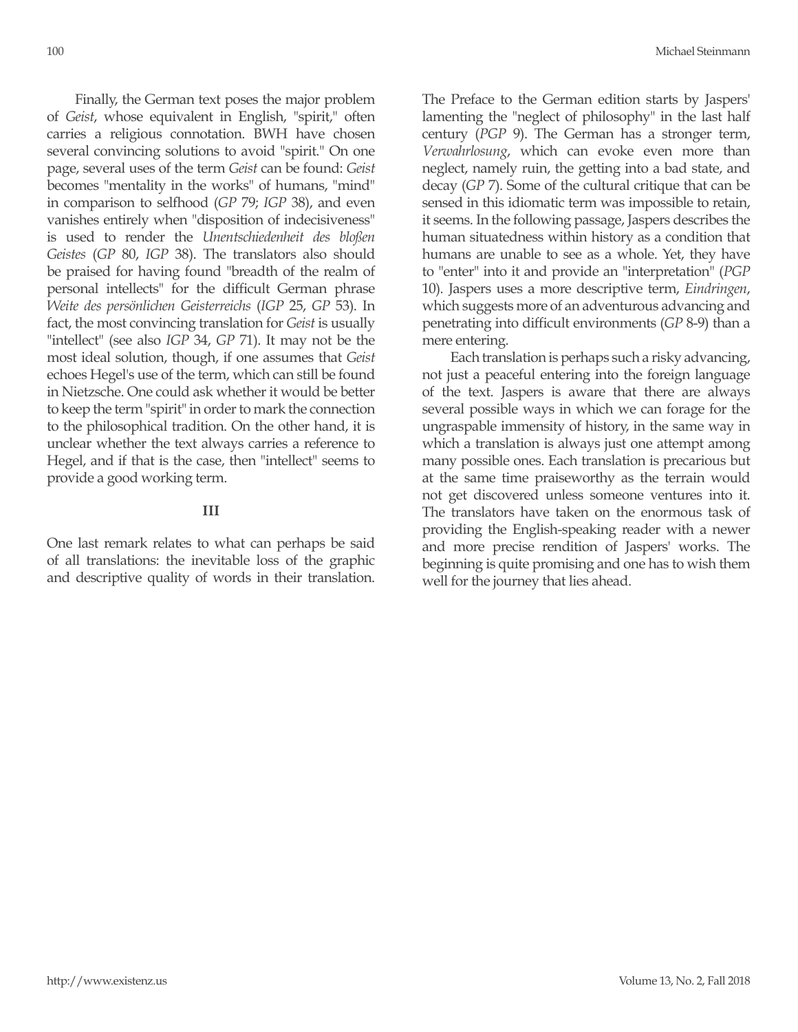Finally, the German text poses the major problem of *Geist*, whose equivalent in English, "spirit," often carries a religious connotation. BWH have chosen several convincing solutions to avoid "spirit." On one page, several uses of the term *Geist* can be found: *Geist* becomes "mentality in the works" of humans, "mind" in comparison to selfhood (*GP* 79; *IGP* 38), and even vanishes entirely when "disposition of indecisiveness" is used to render the *Unentschiedenheit des bloßen Geistes* (*GP* 80, *IGP* 38). The translators also should be praised for having found "breadth of the realm of personal intellects" for the difficult German phrase *Weite des persönlichen Geisterreichs* (*IGP* 25, *GP* 53). In fact, the most convincing translation for *Geist* is usually "intellect" (see also *IGP* 34, *GP* 71). It may not be the most ideal solution, though, if one assumes that *Geist* echoes Hegel's use of the term, which can still be found in Nietzsche. One could ask whether it would be better to keep the term "spirit" in order to mark the connection to the philosophical tradition. On the other hand, it is unclear whether the text always carries a reference to Hegel, and if that is the case, then "intellect" seems to provide a good working term.

## III

One last remark relates to what can perhaps be said of all translations: the inevitable loss of the graphic and descriptive quality of words in their translation. The Preface to the German edition starts by Jaspers' lamenting the "neglect of philosophy" in the last half century (*PGP* 9). The German has a stronger term, *Verwahrlosung*, which can evoke even more than neglect, namely ruin, the getting into a bad state, and decay (*GP* 7). Some of the cultural critique that can be sensed in this idiomatic term was impossible to retain, it seems. In the following passage, Jaspers describes the human situatedness within history as a condition that humans are unable to see as a whole. Yet, they have to "enter" into it and provide an "interpretation" (*PGP* 10). Jaspers uses a more descriptive term, *Eindringen*, which suggests more of an adventurous advancing and penetrating into difficult environments (*GP* 8-9) than a mere entering.

Each translation is perhaps such a risky advancing, not just a peaceful entering into the foreign language of the text. Jaspers is aware that there are always several possible ways in which we can forage for the ungraspable immensity of history, in the same way in which a translation is always just one attempt among many possible ones. Each translation is precarious but at the same time praiseworthy as the terrain would not get discovered unless someone ventures into it. The translators have taken on the enormous task of providing the English-speaking reader with a newer and more precise rendition of Jaspers' works. The beginning is quite promising and one has to wish them well for the journey that lies ahead.